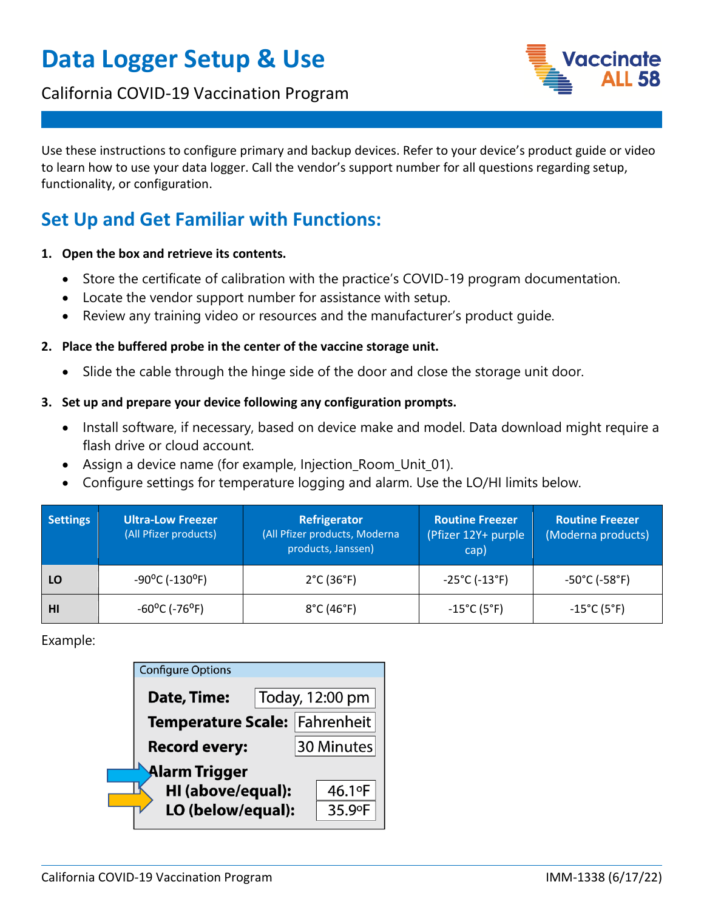# Data Logger Setup & Use

California COVID-19 Vaccination Program

Use these instructions to configure primary and backup devices. Refer to your device's product guide or video to learn how to use your data logger. Call the vendor's support number for all questions regarding setup, functionality, or configuration.

## Set Up and Get Familiar with Functions:

1. **Open the box and retrieve its contents.**
   - Store the certificate of calibration with the practice's COVID-19 program documentation.
   - Locate the vendor support number for assistance with setup.
   - Review any training video or resources and the manufacturer's product guide.
2. **Place the buffered probe in the center of the vaccine storage unit.**
   - Slide the cable through the hinge side of the door and close the storage unit door.
3. **Set up and prepare your device following any configuration prompts.**
   - Install software, if necessary, based on device make and model. Data download might require a flash drive or cloud account.
   - Assign a device name (for example, Injection_Room_Unit_01).
   - Configure settings for temperature logging and alarm. Use the LO/HI limits below.

| Settings | Ultra-Low Freezer (All Pfizer products) | Refrigerator (All Pfizer products, Moderna products, Janssen) | Routine Freezer (Pfizer 12Y+ purple cap) | Routine Freezer (Moderna products) |
|---|---|---|---|---|
| **LO** | -90°C (-130°F) | 2°C (36°F) | -25°C (-13°F) | -50°C (-58°F) |
| **HI** | -60°C (-76°F) | 8°C (46°F) | -15°C (5°F) | -15°C (5°F) |

Example:

**Configure Options**

- **Date, Time:** Today, 12:00 pm
- **Temperature Scale:** Fahrenheit
- **Record every:** 30 Minutes
- **Alarm Trigger**
  - **HI (above/equal):** 46.1°F
  - **LO (below/equal):** 35.9°F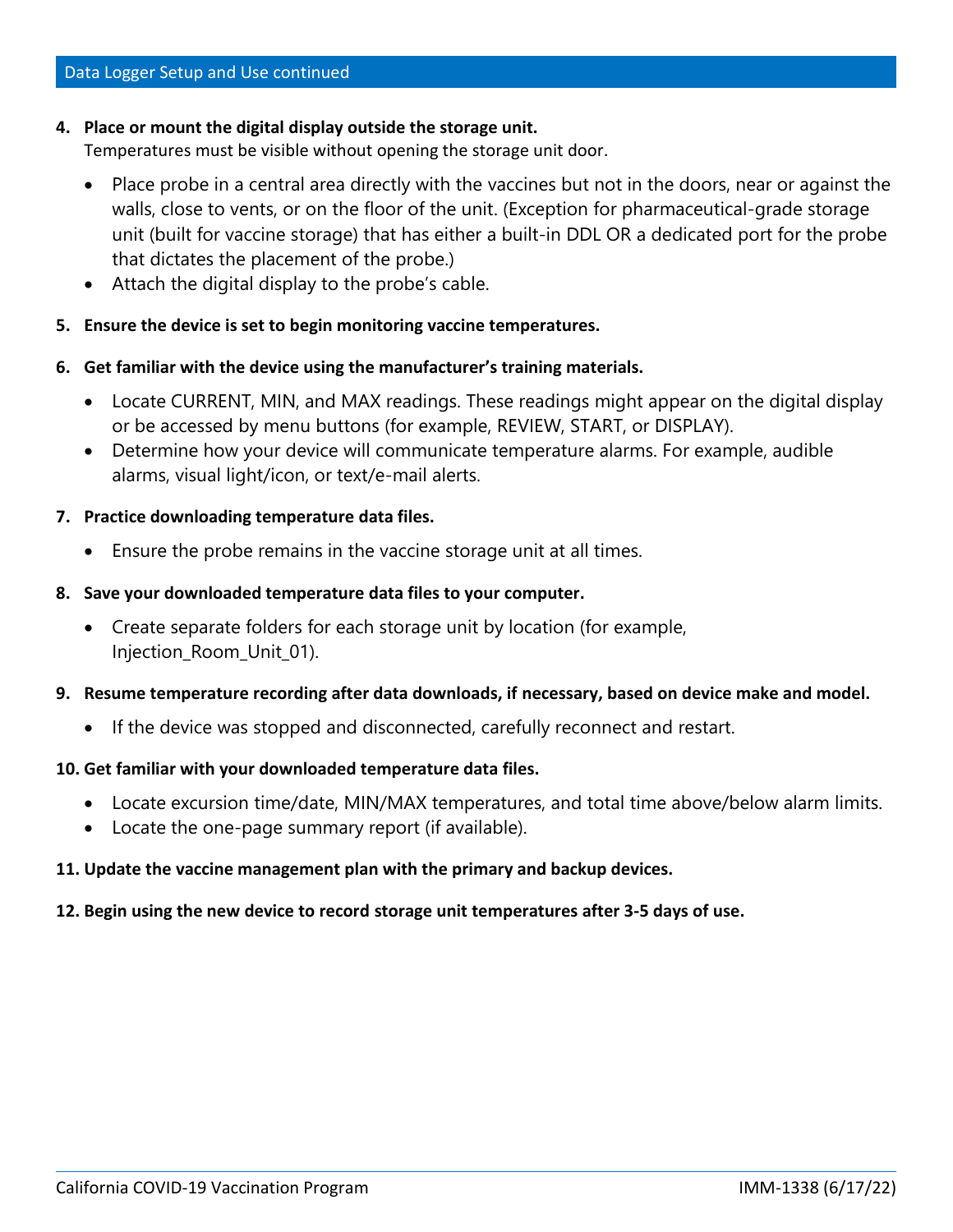## Data Logger Setup and Use continued

4. **Place or mount the digital display outside the storage unit.**
   Temperatures must be visible without opening the storage unit door.
   - Place probe in a central area directly with the vaccines but not in the doors, near or against the walls, close to vents, or on the floor of the unit. (Exception for pharmaceutical-grade storage unit (built for vaccine storage) that has either a built-in DDL OR a dedicated port for the probe that dictates the placement of the probe.)
   - Attach the digital display to the probe's cable.
5. **Ensure the device is set to begin monitoring vaccine temperatures.**
6. **Get familiar with the device using the manufacturer's training materials.**
   - Locate CURRENT, MIN, and MAX readings. These readings might appear on the digital display or be accessed by menu buttons (for example, REVIEW, START, or DISPLAY).
   - Determine how your device will communicate temperature alarms. For example, audible alarms, visual light/icon, or text/e-mail alerts.
7. **Practice downloading temperature data files.**
   - Ensure the probe remains in the vaccine storage unit at all times.
8. **Save your downloaded temperature data files to your computer.**
   - Create separate folders for each storage unit by location (for example, Injection_Room_Unit_01).
9. **Resume temperature recording after data downloads, if necessary, based on device make and model.**
   - If the device was stopped and disconnected, carefully reconnect and restart.
10. **Get familiar with your downloaded temperature data files.**
    - Locate excursion time/date, MIN/MAX temperatures, and total time above/below alarm limits.
    - Locate the one-page summary report (if available).
11. **Update the vaccine management plan with the primary and backup devices.**
12. **Begin using the new device to record storage unit temperatures after 3-5 days of use.**

California COVID-19 Vaccination Program IMM-1338 (6/17/22)